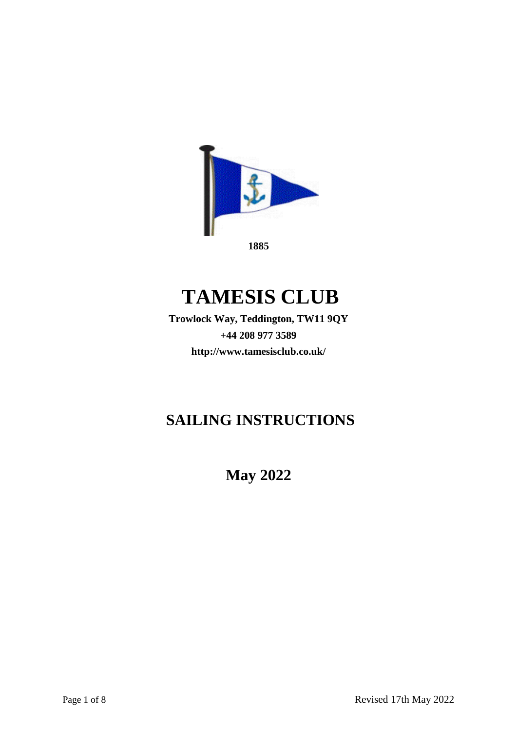**1885**

# TAMESIS CLUB

**Trowlock Way, Teddington, TW11 9QY**

**+44 208 977 3589**

**http://www.tamesisclub.co.uk/**

## SAILING INSTRUCTIONS

## May 2022

Revised 17th May 2022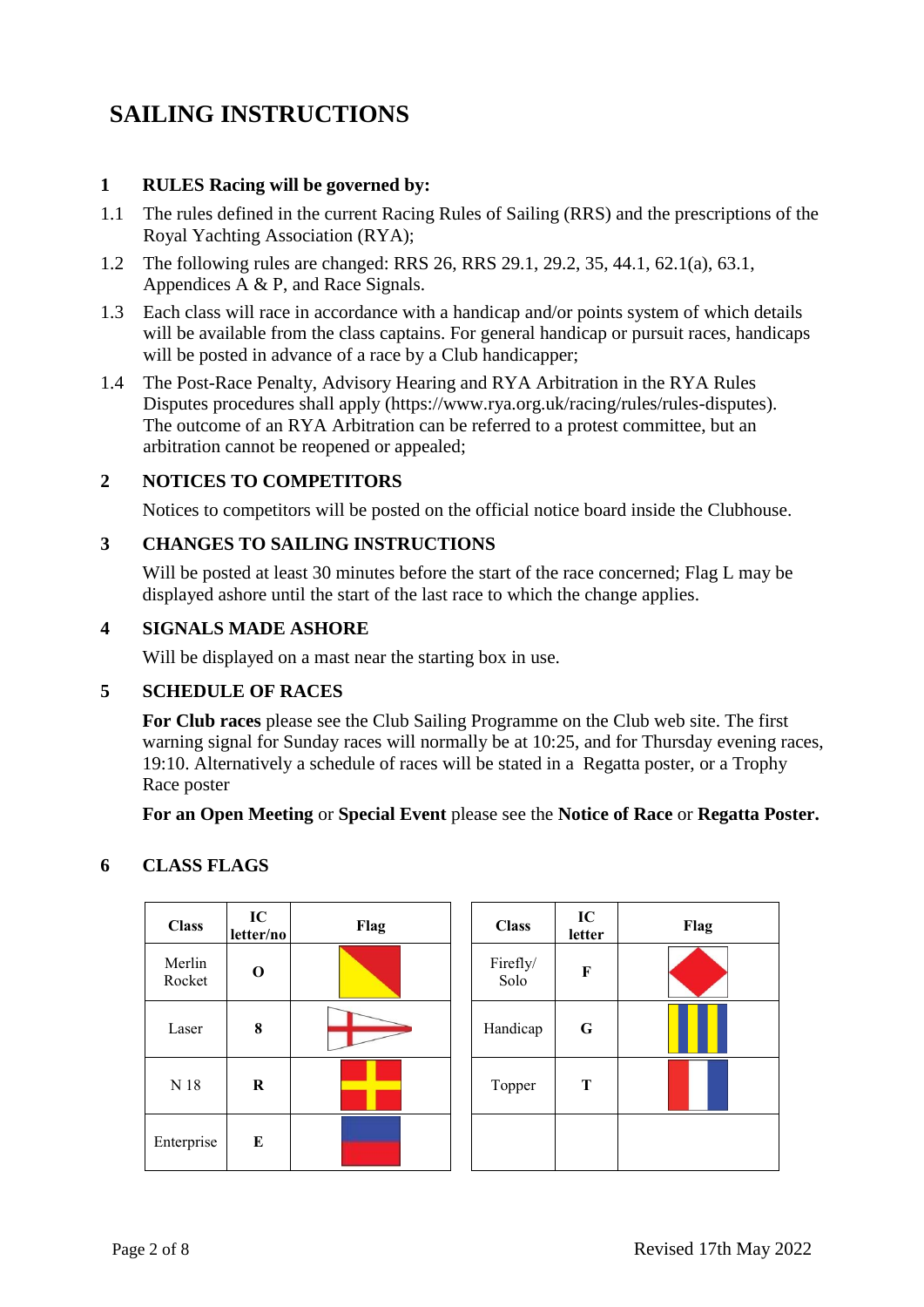# SAILING INSTRUCTIONS

## 1 RULES Racing will be governed by:

1.1 The rules defined in the current Racing Rules of Sailing (RRS) and the prescriptions of the Royal Yachting Association (RYA);

1.2 The following rules are changed: RRS 26, RRS 29.1, 29.2, 35, 44.1, 62.1(a), 63.1, Appendices A & P, and Race Signals.

1.3 Each class will race in accordance with a handicap and/or points system of which details will be available from the class captains. For general handicap or pursuit races, handicaps will be posted in advance of a race by a Club handicapper;

1.4 The Post-Race Penalty, Advisory Hearing and RYA Arbitration in the RYA Rules Disputes procedures shall apply (https://www.rya.org.uk/racing/rules/rules-disputes). The outcome of an RYA Arbitration can be referred to a protest committee, but an arbitration cannot be reopened or appealed;

## 2 NOTICES TO COMPETITORS

Notices to competitors will be posted on the official notice board inside the Clubhouse.

## 3 CHANGES TO SAILING INSTRUCTIONS

Will be posted at least 30 minutes before the start of the race concerned; Flag L may be displayed ashore until the start of the last race to which the change applies.

## 4 SIGNALS MADE ASHORE

Will be displayed on a mast near the starting box in use.

## 5 SCHEDULE OF RACES

**For Club races** please see the Club Sailing Programme on the Club web site. The first warning signal for Sunday races will normally be at 10:25, and for Thursday evening races, 19:10. Alternatively a schedule of races will be stated in a Regatta poster, or a Trophy Race poster

**For an Open Meeting** or **Special Event** please see the **Notice of Race** or **Regatta Poster.**

## 6 CLASS FLAGS

| Class | IC letter/no | Flag |
|---|---|---|
| Merlin Rocket | O | |
| Laser | 8 | |
| N 18 | R | |
| Enterprise | E | |

| Class | IC letter | Flag |
|---|---|---|
| Firefly/ Solo | F | |
| Handicap | G | |
| Topper | T | |
| | | |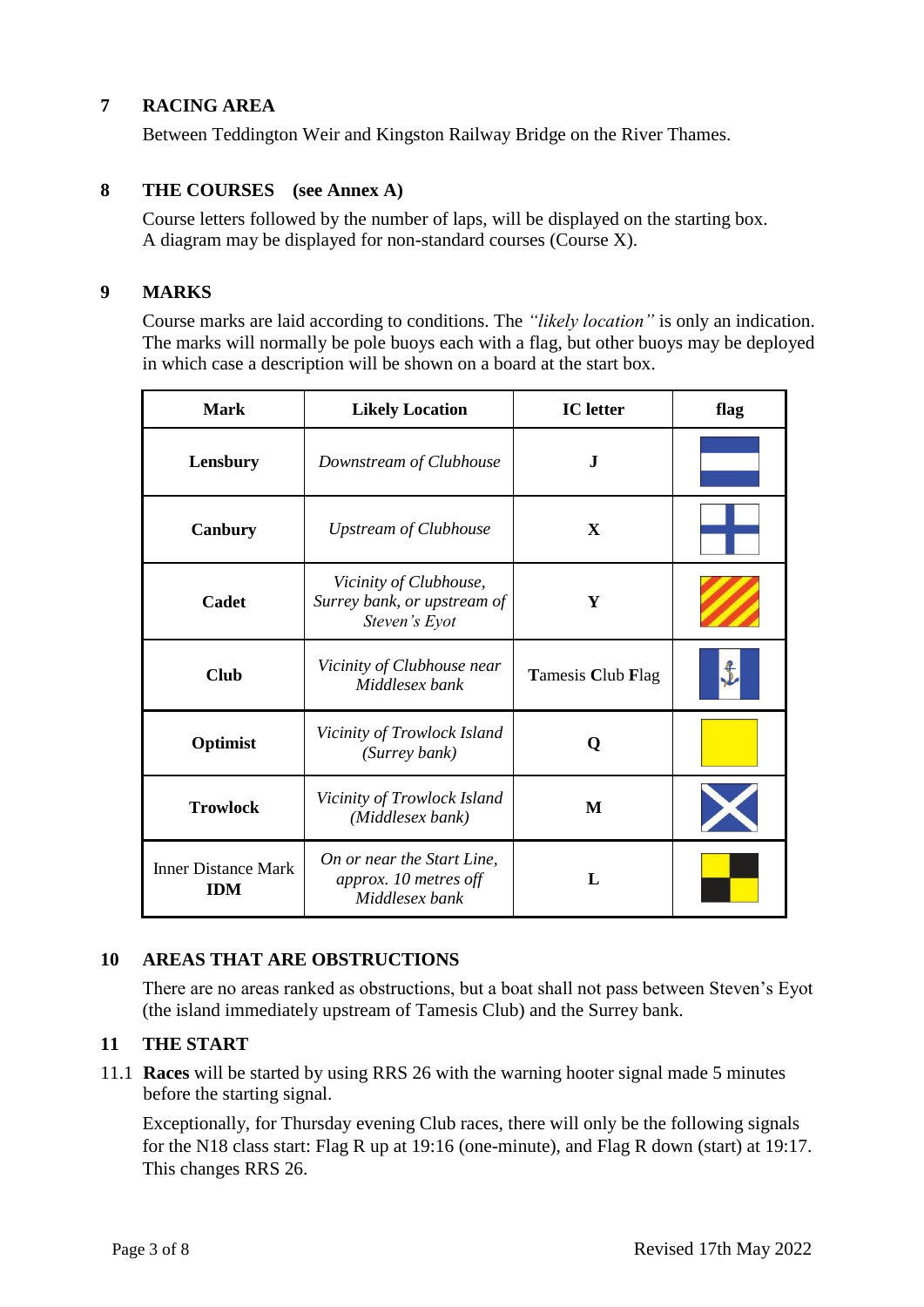## 7 RACING AREA

Between Teddington Weir and Kingston Railway Bridge on the River Thames.

## 8 THE COURSES (see Annex A)

Course letters followed by the number of laps, will be displayed on the starting box.
A diagram may be displayed for non-standard courses (Course X).

## 9 MARKS

Course marks are laid according to conditions. The *"likely location"* is only an indication. The marks will normally be pole buoys each with a flag, but other buoys may be deployed in which case a description will be shown on a board at the start box.

| Mark | Likely Location | IC letter | flag |
|---|---|---|---|
| **Lensbury** | *Downstream of Clubhouse* | **J** | |
| **Canbury** | *Upstream of Clubhouse* | **X** | |
| **Cadet** | *Vicinity of Clubhouse, Surrey bank, or upstream of Steven's Eyot* | **Y** | |
| **Club** | *Vicinity of Clubhouse near Middlesex bank* | **T**amesis **C**lub **F**lag | |
| **Optimist** | *Vicinity of Trowlock Island (Surrey bank)* | **Q** | |
| **Trowlock** | *Vicinity of Trowlock Island (Middlesex bank)* | **M** | |
| Inner Distance Mark **IDM** | *On or near the Start Line, approx. 10 metres off Middlesex bank* | **L** | |

## 10 AREAS THAT ARE OBSTRUCTIONS

There are no areas ranked as obstructions, but a boat shall not pass between Steven's Eyot (the island immediately upstream of Tamesis Club) and the Surrey bank.

## 11 THE START

11.1 **Races** will be started by using RRS 26 with the warning hooter signal made 5 minutes before the starting signal.

Exceptionally, for Thursday evening Club races, there will only be the following signals for the N18 class start: Flag R up at 19:16 (one-minute), and Flag R down (start) at 19:17. This changes RRS 26.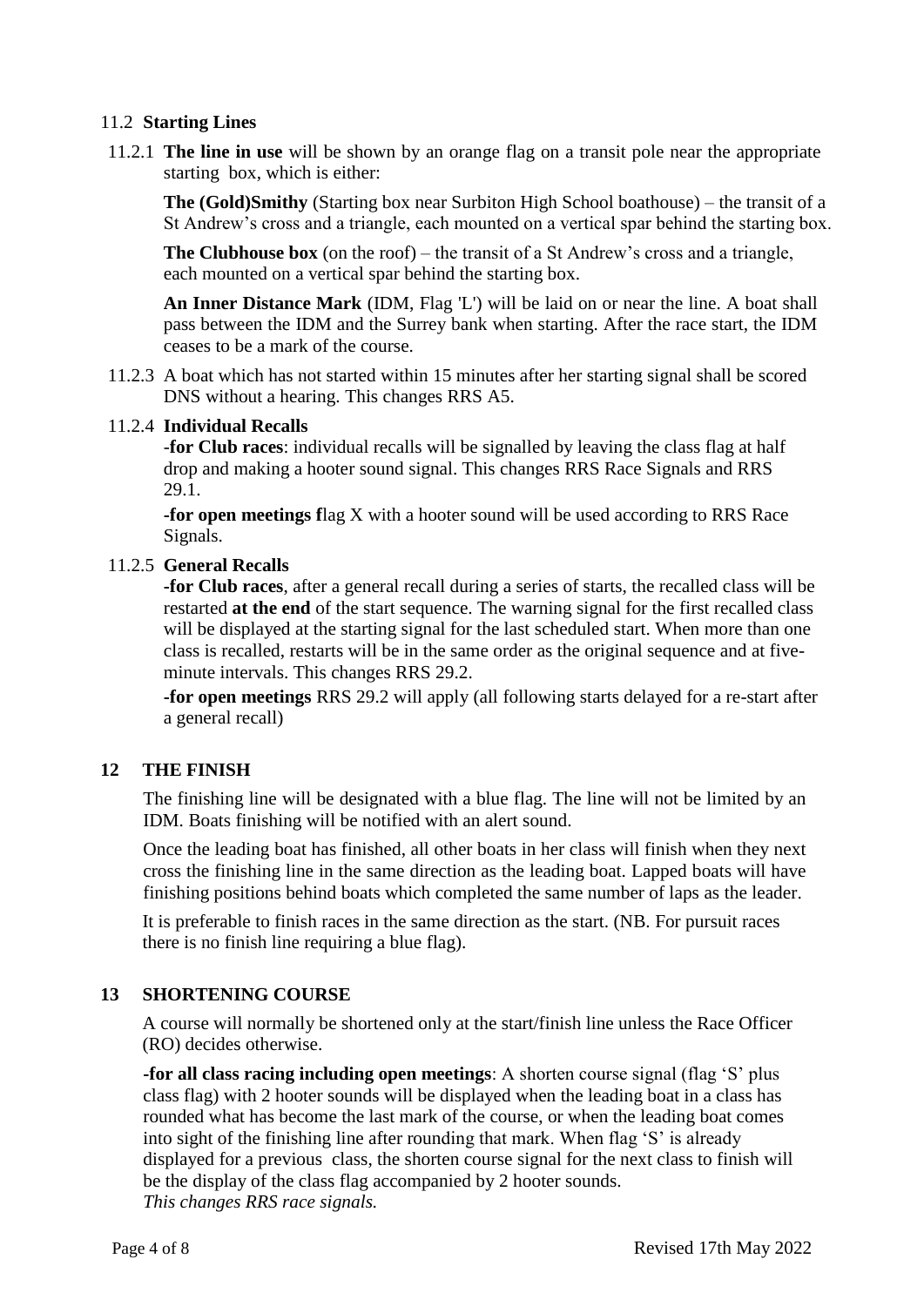### 11.2 **Starting Lines**

11.2.1 **The line in use** will be shown by an orange flag on a transit pole near the appropriate starting box, which is either:

**The (Gold)Smithy** (Starting box near Surbiton High School boathouse) – the transit of a St Andrew's cross and a triangle, each mounted on a vertical spar behind the starting box.

**The Clubhouse box** (on the roof) – the transit of a St Andrew's cross and a triangle, each mounted on a vertical spar behind the starting box.

**An Inner Distance Mark** (IDM, Flag 'L') will be laid on or near the line. A boat shall pass between the IDM and the Surrey bank when starting. After the race start, the IDM ceases to be a mark of the course.

11.2.3 A boat which has not started within 15 minutes after her starting signal shall be scored DNS without a hearing. This changes RRS A5.

11.2.4 **Individual Recalls**

-**for Club races**: individual recalls will be signalled by leaving the class flag at half drop and making a hooter sound signal. This changes RRS Race Signals and RRS 29.1.

**-for open meetings f**lag X with a hooter sound will be used according to RRS Race Signals.

11.2.5 **General Recalls**

**-for Club races**, after a general recall during a series of starts, the recalled class will be restarted **at the end** of the start sequence. The warning signal for the first recalled class will be displayed at the starting signal for the last scheduled start. When more than one class is recalled, restarts will be in the same order as the original sequence and at five-minute intervals. This changes RRS 29.2.

**-for open meetings** RRS 29.2 will apply (all following starts delayed for a re-start after a general recall)

## 12 THE FINISH

The finishing line will be designated with a blue flag. The line will not be limited by an IDM. Boats finishing will be notified with an alert sound.

Once the leading boat has finished, all other boats in her class will finish when they next cross the finishing line in the same direction as the leading boat. Lapped boats will have finishing positions behind boats which completed the same number of laps as the leader.

It is preferable to finish races in the same direction as the start. (NB. For pursuit races there is no finish line requiring a blue flag).

## 13 SHORTENING COURSE

A course will normally be shortened only at the start/finish line unless the Race Officer (RO) decides otherwise.

**-for all class racing including open meetings**: A shorten course signal (flag 'S' plus class flag) with 2 hooter sounds will be displayed when the leading boat in a class has rounded what has become the last mark of the course, or when the leading boat comes into sight of the finishing line after rounding that mark. When flag 'S' is already displayed for a previous class, the shorten course signal for the next class to finish will be the display of the class flag accompanied by 2 hooter sounds.
*This changes RRS race signals.*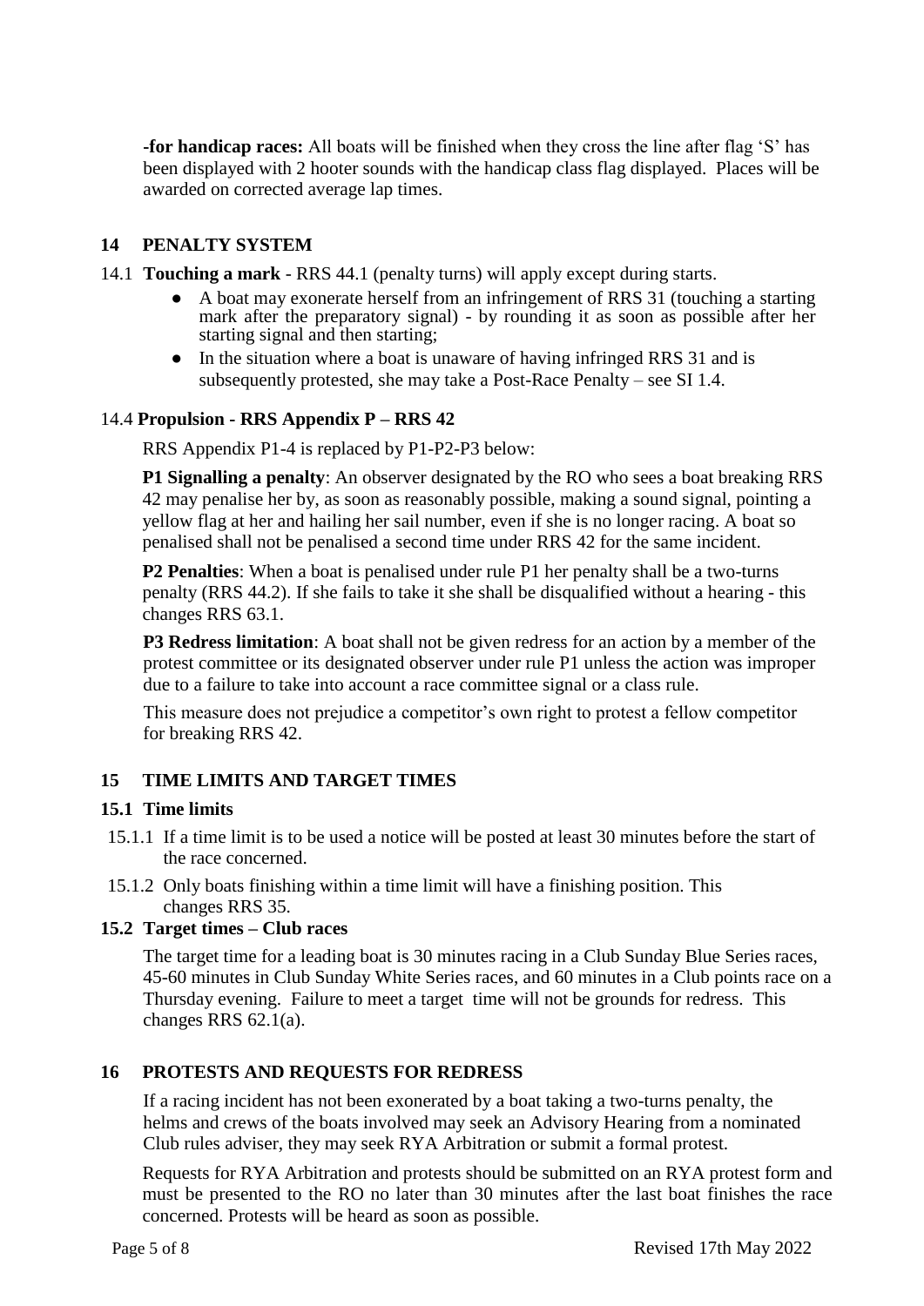**-for handicap races:** All boats will be finished when they cross the line after flag 'S' has been displayed with 2 hooter sounds with the handicap class flag displayed. Places will be awarded on corrected average lap times.

## 14 PENALTY SYSTEM

14.1 **Touching a mark** - RRS 44.1 (penalty turns) will apply except during starts.

- A boat may exonerate herself from an infringement of RRS 31 (touching a starting mark after the preparatory signal) - by rounding it as soon as possible after her starting signal and then starting;
- In the situation where a boat is unaware of having infringed RRS 31 and is subsequently protested, she may take a Post-Race Penalty – see SI 1.4.

14.4 **Propulsion - RRS Appendix P – RRS 42**

RRS Appendix P1-4 is replaced by P1-P2-P3 below:

**P1 Signalling a penalty**: An observer designated by the RO who sees a boat breaking RRS 42 may penalise her by, as soon as reasonably possible, making a sound signal, pointing a yellow flag at her and hailing her sail number, even if she is no longer racing. A boat so penalised shall not be penalised a second time under RRS 42 for the same incident.

**P2 Penalties**: When a boat is penalised under rule P1 her penalty shall be a two-turns penalty (RRS 44.2). If she fails to take it she shall be disqualified without a hearing - this changes RRS 63.1.

**P3 Redress limitation**: A boat shall not be given redress for an action by a member of the protest committee or its designated observer under rule P1 unless the action was improper due to a failure to take into account a race committee signal or a class rule.

This measure does not prejudice a competitor's own right to protest a fellow competitor for breaking RRS 42.

## 15 TIME LIMITS AND TARGET TIMES

### 15.1 Time limits

15.1.1 If a time limit is to be used a notice will be posted at least 30 minutes before the start of the race concerned.

15.1.2 Only boats finishing within a time limit will have a finishing position. This changes RRS 35.

### 15.2 Target times – Club races

The target time for a leading boat is 30 minutes racing in a Club Sunday Blue Series races, 45-60 minutes in Club Sunday White Series races, and 60 minutes in a Club points race on a Thursday evening. Failure to meet a target time will not be grounds for redress. This changes RRS 62.1(a).

## 16 PROTESTS AND REQUESTS FOR REDRESS

If a racing incident has not been exonerated by a boat taking a two-turns penalty, the helms and crews of the boats involved may seek an Advisory Hearing from a nominated Club rules adviser, they may seek RYA Arbitration or submit a formal protest.

Requests for RYA Arbitration and protests should be submitted on an RYA protest form and must be presented to the RO no later than 30 minutes after the last boat finishes the race concerned. Protests will be heard as soon as possible.

Revised 17th May 2022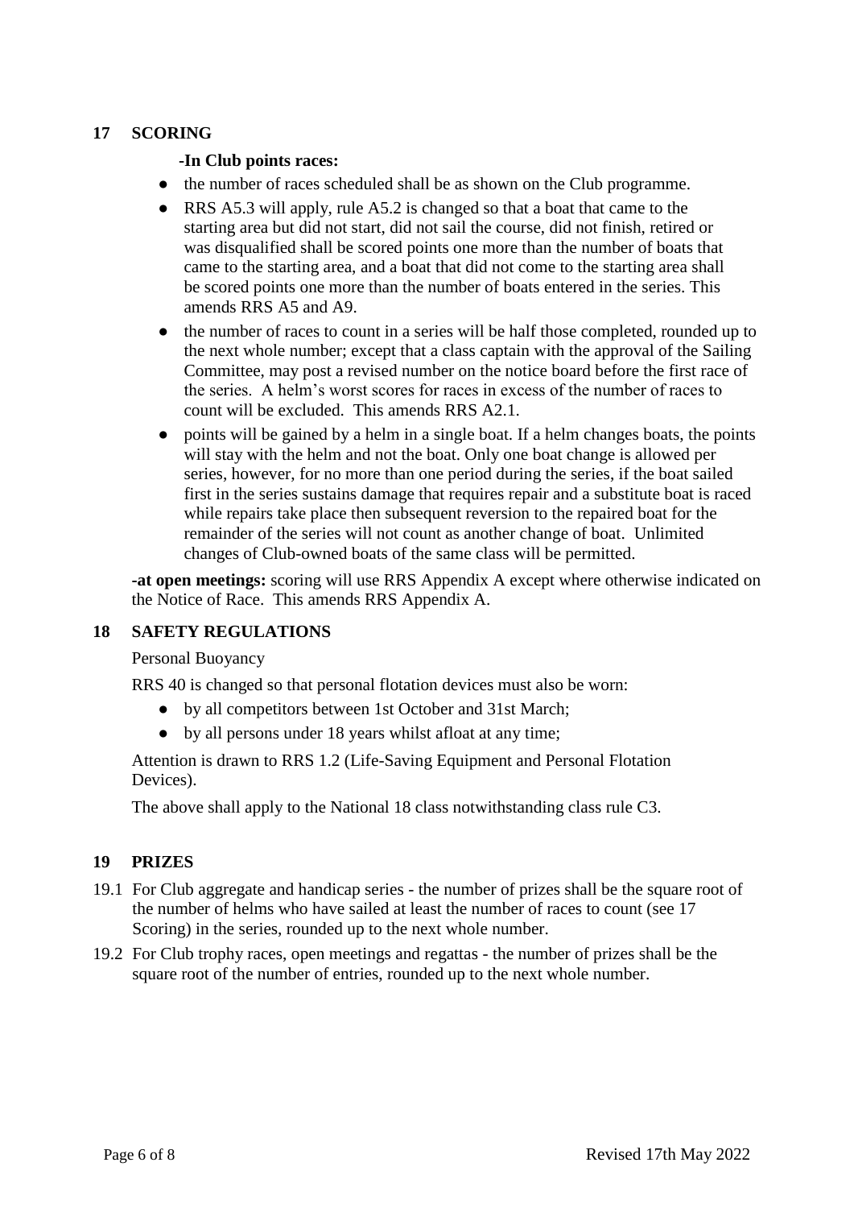## 17 SCORING

**-In Club points races:**

- the number of races scheduled shall be as shown on the Club programme.
- RRS A5.3 will apply, rule A5.2 is changed so that a boat that came to the starting area but did not start, did not sail the course, did not finish, retired or was disqualified shall be scored points one more than the number of boats that came to the starting area, and a boat that did not come to the starting area shall be scored points one more than the number of boats entered in the series. This amends RRS A5 and A9.
- the number of races to count in a series will be half those completed, rounded up to the next whole number; except that a class captain with the approval of the Sailing Committee, may post a revised number on the notice board before the first race of the series. A helm's worst scores for races in excess of the number of races to count will be excluded. This amends RRS A2.1.
- points will be gained by a helm in a single boat. If a helm changes boats, the points will stay with the helm and not the boat. Only one boat change is allowed per series, however, for no more than one period during the series, if the boat sailed first in the series sustains damage that requires repair and a substitute boat is raced while repairs take place then subsequent reversion to the repaired boat for the remainder of the series will not count as another change of boat. Unlimited changes of Club-owned boats of the same class will be permitted.

**-at open meetings:** scoring will use RRS Appendix A except where otherwise indicated on the Notice of Race. This amends RRS Appendix A.

## 18 SAFETY REGULATIONS

Personal Buoyancy

RRS 40 is changed so that personal flotation devices must also be worn:

- by all competitors between 1st October and 31st March;
- by all persons under 18 years whilst afloat at any time;

Attention is drawn to RRS 1.2 (Life-Saving Equipment and Personal Flotation Devices).

The above shall apply to the National 18 class notwithstanding class rule C3.

## 19 PRIZES

19.1 For Club aggregate and handicap series - the number of prizes shall be the square root of the number of helms who have sailed at least the number of races to count (see 17 Scoring) in the series, rounded up to the next whole number.

19.2 For Club trophy races, open meetings and regattas - the number of prizes shall be the square root of the number of entries, rounded up to the next whole number.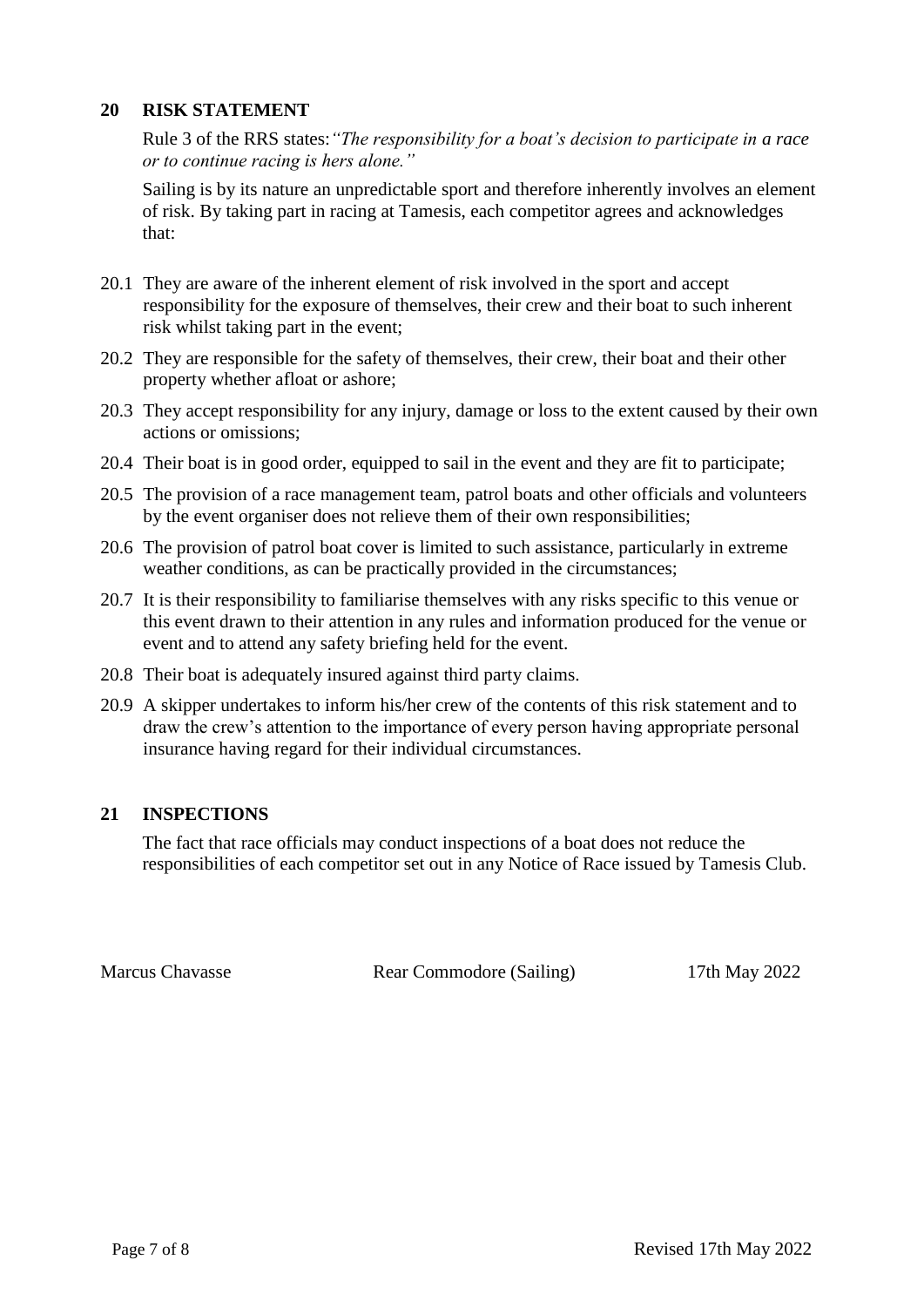## 20 RISK STATEMENT

Rule 3 of the RRS states: *"The responsibility for a boat's decision to participate in a race or to continue racing is hers alone."*

Sailing is by its nature an unpredictable sport and therefore inherently involves an element of risk. By taking part in racing at Tamesis, each competitor agrees and acknowledges that:

20.1 They are aware of the inherent element of risk involved in the sport and accept responsibility for the exposure of themselves, their crew and their boat to such inherent risk whilst taking part in the event;

20.2 They are responsible for the safety of themselves, their crew, their boat and their other property whether afloat or ashore;

20.3 They accept responsibility for any injury, damage or loss to the extent caused by their own actions or omissions;

20.4 Their boat is in good order, equipped to sail in the event and they are fit to participate;

20.5 The provision of a race management team, patrol boats and other officials and volunteers by the event organiser does not relieve them of their own responsibilities;

20.6 The provision of patrol boat cover is limited to such assistance, particularly in extreme weather conditions, as can be practically provided in the circumstances;

20.7 It is their responsibility to familiarise themselves with any risks specific to this venue or this event drawn to their attention in any rules and information produced for the venue or event and to attend any safety briefing held for the event.

20.8 Their boat is adequately insured against third party claims.

20.9 A skipper undertakes to inform his/her crew of the contents of this risk statement and to draw the crew's attention to the importance of every person having appropriate personal insurance having regard for their individual circumstances.

## 21 INSPECTIONS

The fact that race officials may conduct inspections of a boat does not reduce the responsibilities of each competitor set out in any Notice of Race issued by Tamesis Club.

Marcus Chavasse　　Rear Commodore (Sailing)　　17th May 2022

Revised 17th May 2022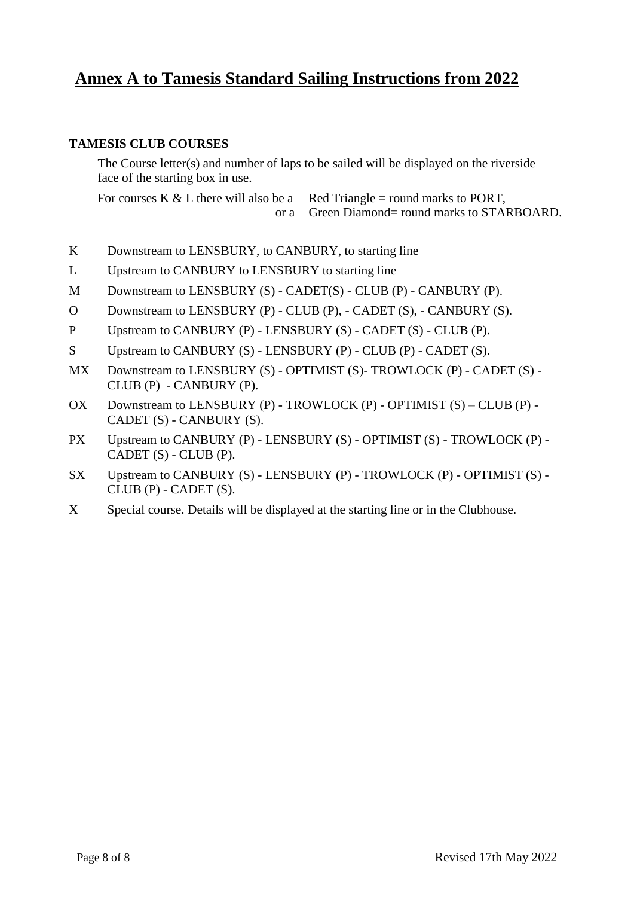# Annex A to Tamesis Standard Sailing Instructions from 2022

**TAMESIS CLUB COURSES**

The Course letter(s) and number of laps to be sailed will be displayed on the riverside face of the starting box in use.

For courses K & L there will also be a Red Triangle = round marks to PORT,
or a Green Diamond= round marks to STARBOARD.

K Downstream to LENSBURY, to CANBURY, to starting line

L Upstream to CANBURY to LENSBURY to starting line

M Downstream to LENSBURY (S) - CADET(S) - CLUB (P) - CANBURY (P).

O Downstream to LENSBURY (P) - CLUB (P), - CADET (S), - CANBURY (S).

P Upstream to CANBURY (P) - LENSBURY (S) - CADET (S) - CLUB (P).

S Upstream to CANBURY (S) - LENSBURY (P) - CLUB (P) - CADET (S).

MX Downstream to LENSBURY (S) - OPTIMIST (S)- TROWLOCK (P) - CADET (S) - CLUB (P) - CANBURY (P).

OX Downstream to LENSBURY (P) - TROWLOCK (P) - OPTIMIST (S) – CLUB (P) - CADET (S) - CANBURY (S).

PX Upstream to CANBURY (P) - LENSBURY (S) - OPTIMIST (S) - TROWLOCK (P) - CADET (S) - CLUB (P).

SX Upstream to CANBURY (S) - LENSBURY (P) - TROWLOCK (P) - OPTIMIST (S) - CLUB (P) - CADET (S).

X Special course. Details will be displayed at the starting line or in the Clubhouse.

Revised 17th May 2022